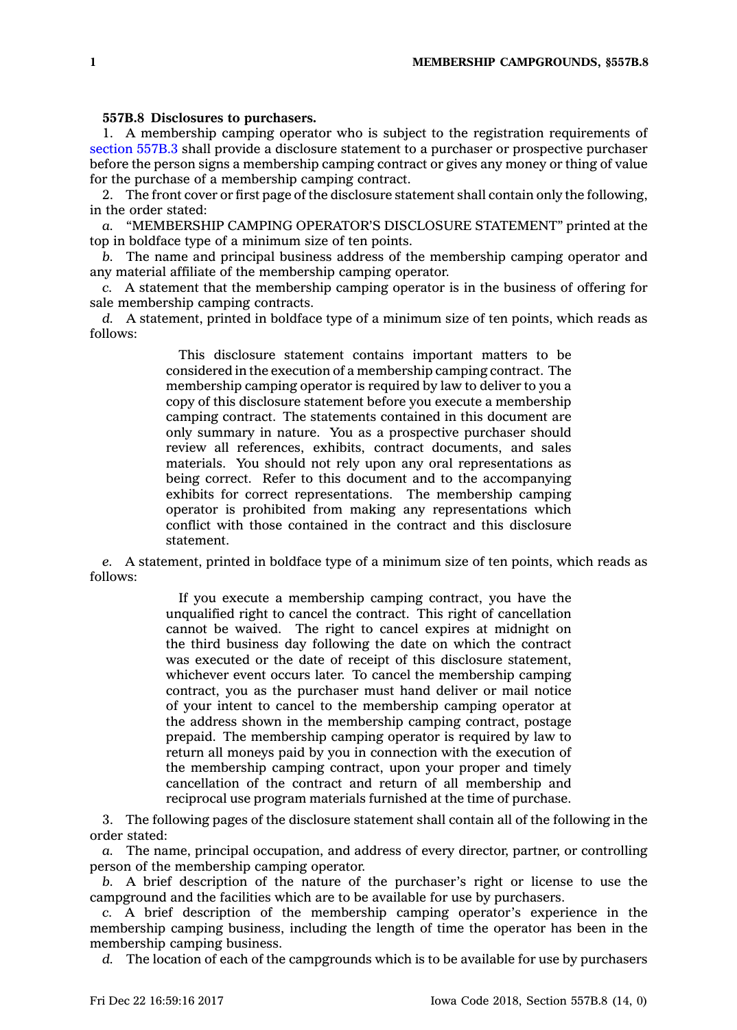**557B.8 Disclosures to purchasers.**

1. A membership camping operator who is subject to the registration requirements of section 557B.3 shall provide a disclosure statement to a purchaser or prospective purchaser before the person signs a membership camping contract or gives any money or thing of value for the purchase of a membership camping contract.

2. The front cover or first page of the disclosure statement shall contain only the following, in the order stated:

*a.* "MEMBERSHIP CAMPING OPERATOR'S DISCLOSURE STATEMENT" printed at the top in boldface type of a minimum size of ten points.

*b.* The name and principal business address of the membership camping operator and any material affiliate of the membership camping operator.

*c.* A statement that the membership camping operator is in the business of offering for sale membership camping contracts.

*d.* A statement, printed in boldface type of a minimum size of ten points, which reads as follows:

> This disclosure statement contains important matters to be considered in the execution of a membership camping contract. The membership camping operator is required by law to deliver to you a copy of this disclosure statement before you execute a membership camping contract. The statements contained in this document are only summary in nature. You as a prospective purchaser should review all references, exhibits, contract documents, and sales materials. You should not rely upon any oral representations as being correct. Refer to this document and to the accompanying exhibits for correct representations. The membership camping operator is prohibited from making any representations which conflict with those contained in the contract and this disclosure statement.

*e.* A statement, printed in boldface type of a minimum size of ten points, which reads as follows:

> If you execute a membership camping contract, you have the unqualified right to cancel the contract. This right of cancellation cannot be waived. The right to cancel expires at midnight on the third business day following the date on which the contract was executed or the date of receipt of this disclosure statement, whichever event occurs later. To cancel the membership camping contract, you as the purchaser must hand deliver or mail notice of your intent to cancel to the membership camping operator at the address shown in the membership camping contract, postage prepaid. The membership camping operator is required by law to return all moneys paid by you in connection with the execution of the membership camping contract, upon your proper and timely cancellation of the contract and return of all membership and reciprocal use program materials furnished at the time of purchase.

3. The following pages of the disclosure statement shall contain all of the following in the order stated:

*a.* The name, principal occupation, and address of every director, partner, or controlling person of the membership camping operator.

*b.* A brief description of the nature of the purchaser's right or license to use the campground and the facilities which are to be available for use by purchasers.

*c.* A brief description of the membership camping operator's experience in the membership camping business, including the length of time the operator has been in the membership camping business.

*d.* The location of each of the campgrounds which is to be available for use by purchasers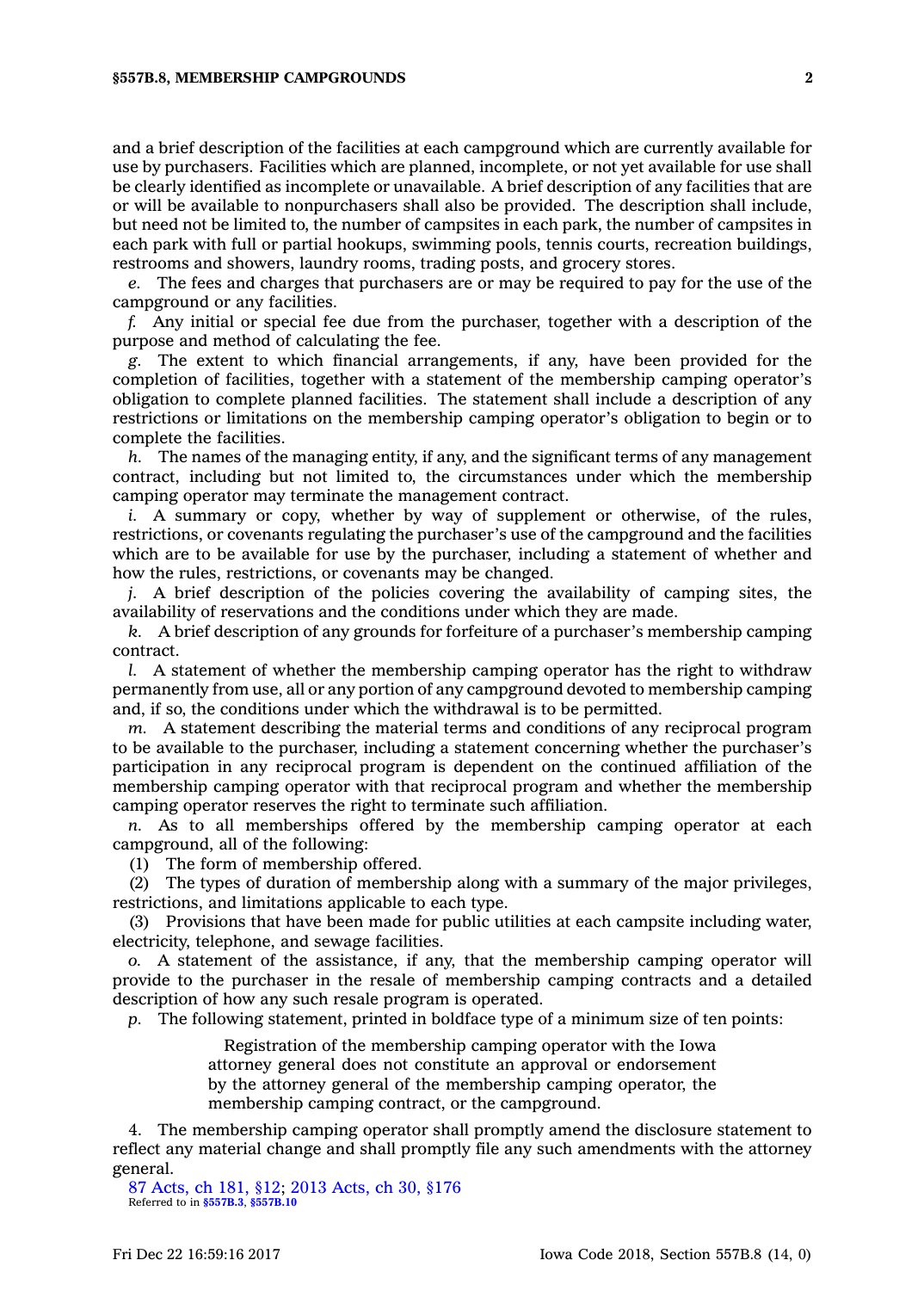and a brief description of the facilities at each campground which are currently available for use by purchasers. Facilities which are planned, incomplete, or not yet available for use shall be clearly identified as incomplete or unavailable. A brief description of any facilities that are or will be available to nonpurchasers shall also be provided. The description shall include, but need not be limited to, the number of campsites in each park, the number of campsites in each park with full or partial hookups, swimming pools, tennis courts, recreation buildings, restrooms and showers, laundry rooms, trading posts, and grocery stores.

*e.* The fees and charges that purchasers are or may be required to pay for the use of the campground or any facilities.

*f.* Any initial or special fee due from the purchaser, together with a description of the purpose and method of calculating the fee.

*g.* The extent to which financial arrangements, if any, have been provided for the completion of facilities, together with a statement of the membership camping operator's obligation to complete planned facilities. The statement shall include a description of any restrictions or limitations on the membership camping operator's obligation to begin or to complete the facilities.

*h.* The names of the managing entity, if any, and the significant terms of any management contract, including but not limited to, the circumstances under which the membership camping operator may terminate the management contract.

*i.* A summary or copy, whether by way of supplement or otherwise, of the rules, restrictions, or covenants regulating the purchaser's use of the campground and the facilities which are to be available for use by the purchaser, including a statement of whether and how the rules, restrictions, or covenants may be changed.

*j.* A brief description of the policies covering the availability of camping sites, the availability of reservations and the conditions under which they are made.

*k.* A brief description of any grounds for forfeiture of a purchaser's membership camping contract.

*l.* A statement of whether the membership camping operator has the right to withdraw permanently from use, all or any portion of any campground devoted to membership camping and, if so, the conditions under which the withdrawal is to be permitted.

*m.* A statement describing the material terms and conditions of any reciprocal program to be available to the purchaser, including a statement concerning whether the purchaser's participation in any reciprocal program is dependent on the continued affiliation of the membership camping operator with that reciprocal program and whether the membership camping operator reserves the right to terminate such affiliation.

*n.* As to all memberships offered by the membership camping operator at each campground, all of the following:

(1) The form of membership offered.

(2) The types of duration of membership along with a summary of the major privileges, restrictions, and limitations applicable to each type.

(3) Provisions that have been made for public utilities at each campsite including water, electricity, telephone, and sewage facilities.

*o.* A statement of the assistance, if any, that the membership camping operator will provide to the purchaser in the resale of membership camping contracts and a detailed description of how any such resale program is operated.

*p.* The following statement, printed in boldface type of a minimum size of ten points:

> Registration of the membership camping operator with the Iowa attorney general does not constitute an approval or endorsement by the attorney general of the membership camping operator, the membership camping contract, or the campground.

4. The membership camping operator shall promptly amend the disclosure statement to reflect any material change and shall promptly file any such amendments with the attorney general.

87 Acts, ch 181, §12; 2013 Acts, ch 30, §176
Referred to in **§557B.3**, **§557B.10**